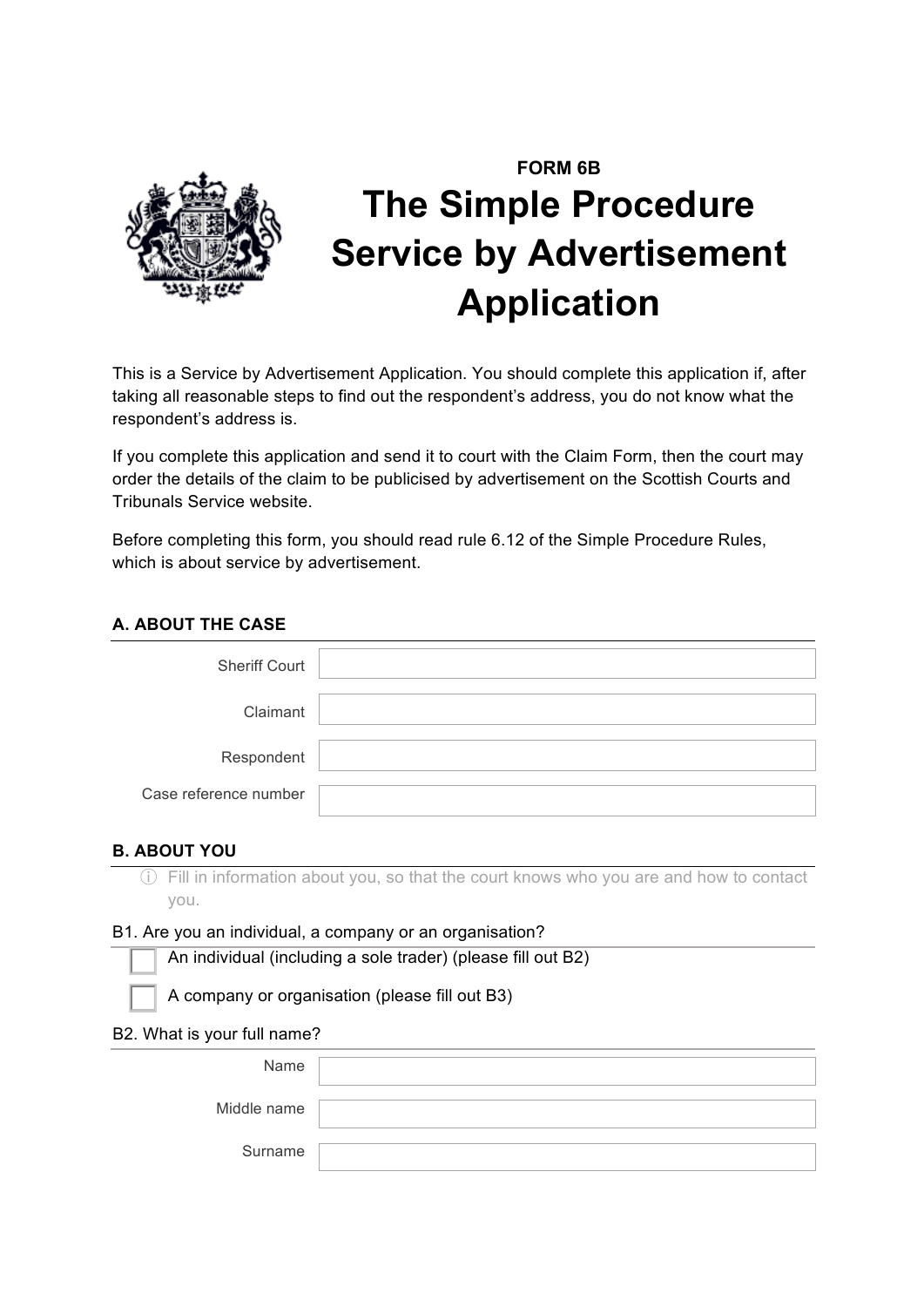**FORM 6B**

# The Simple Procedure Service by Advertisement Application

This is a Service by Advertisement Application. You should complete this application if, after taking all reasonable steps to find out the respondent's address, you do not know what the respondent's address is.

If you complete this application and send it to court with the Claim Form, then the court may order the details of the claim to be publicised by advertisement on the Scottish Courts and Tribunals Service website.

Before completing this form, you should read rule 6.12 of the Simple Procedure Rules, which is about service by advertisement.

## A. ABOUT THE CASE

| | |
|---|---|
| Sheriff Court | |
| Claimant | |
| Respondent | |
| Case reference number | |

## B. ABOUT YOU

ⓘ Fill in information about you, so that the court knows who you are and how to contact you.

### B1. Are you an individual, a company or an organisation?

- ☐ An individual (including a sole trader) (please fill out B2)
- ☐ A company or organisation (please fill out B3)

### B2. What is your full name?

| | |
|---|---|
| Name | |
| Middle name | |
| Surname | |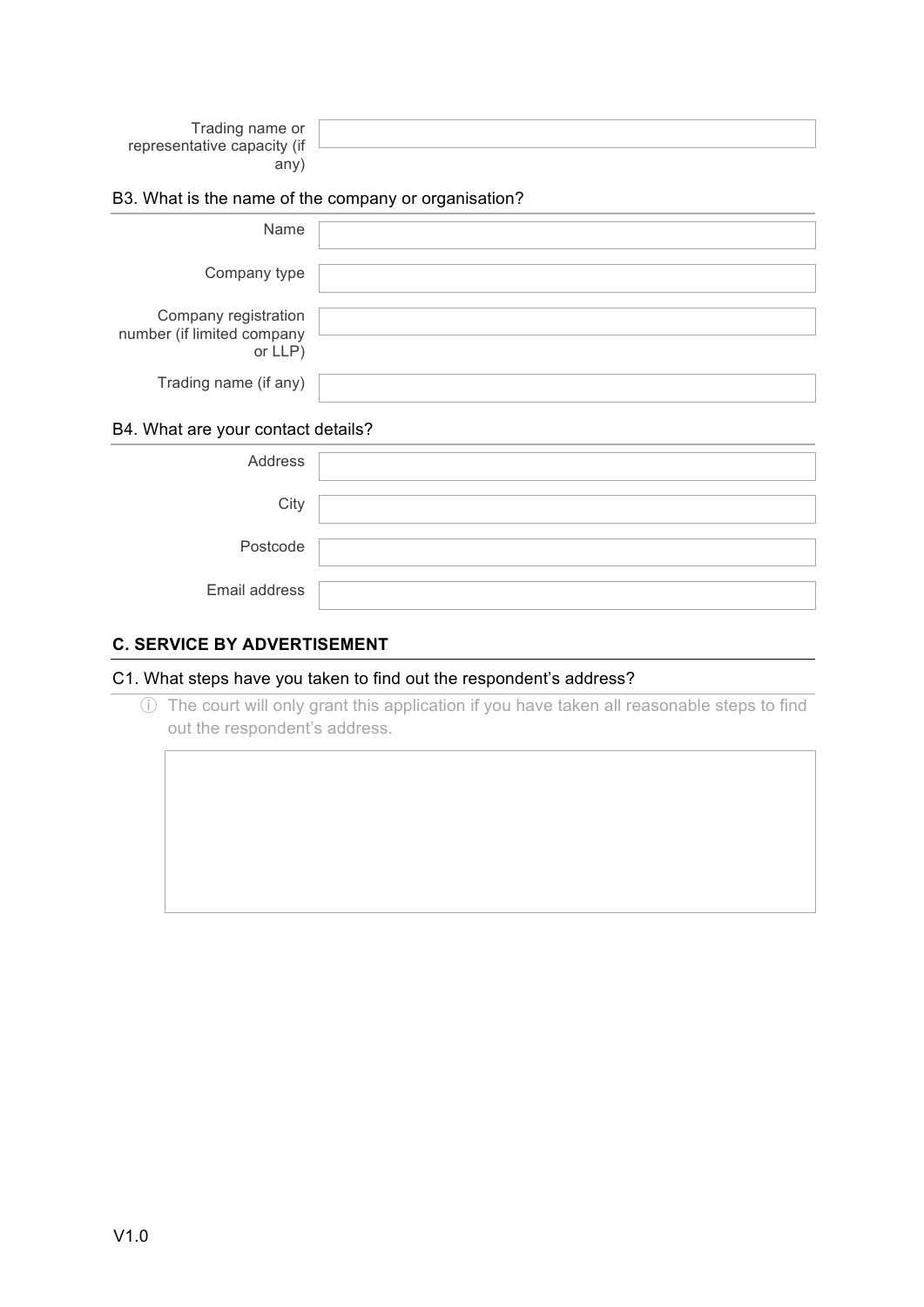Trading name or representative capacity (if any)

### B3. What is the name of the company or organisation?

Name

Company type

Company registration number (if limited company or LLP)

Trading name (if any)

### B4. What are your contact details?

Address

City

Postcode

Email address

## C. SERVICE BY ADVERTISEMENT

### C1. What steps have you taken to find out the respondent's address?

ⓘ The court will only grant this application if you have taken all reasonable steps to find out the respondent's address.

V1.0